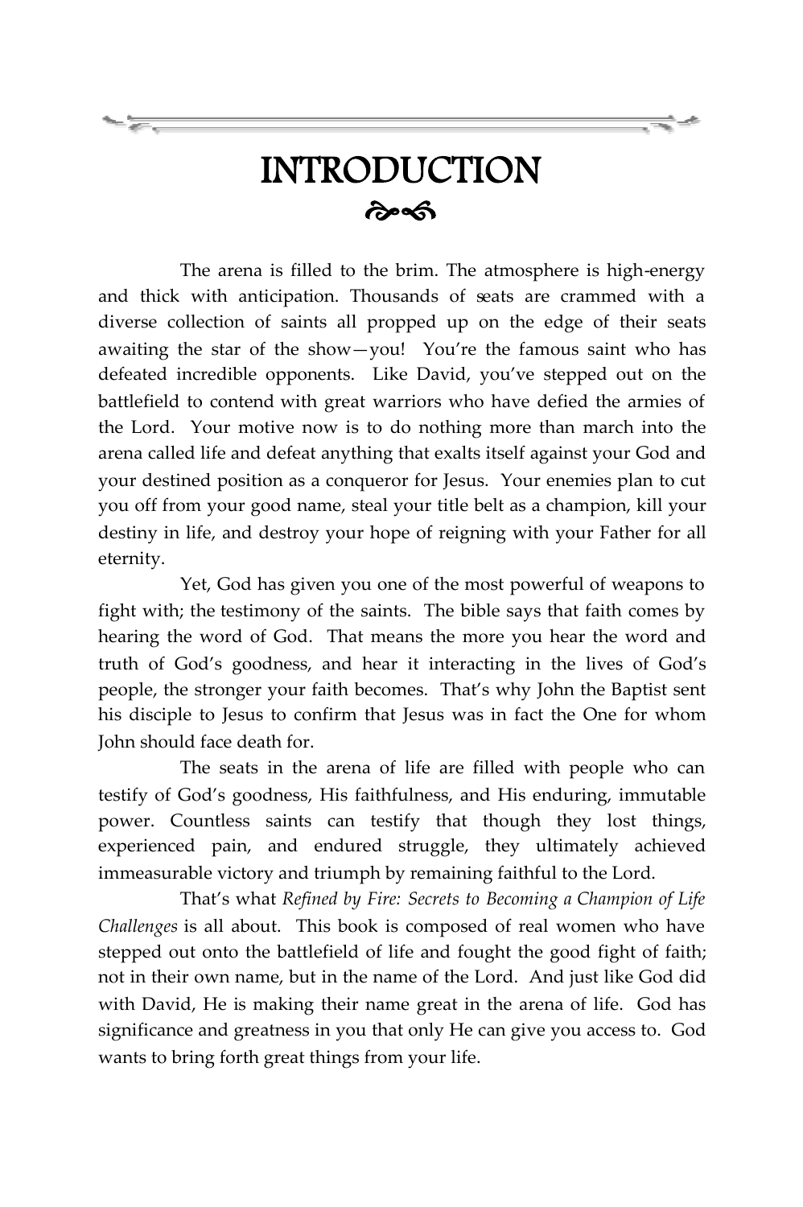# INTRODUCTION

The arena is filled to the brim. The atmosphere is high-energy and thick with anticipation. Thousands of seats are crammed with a diverse collection of saints all propped up on the edge of their seats awaiting the star of the show—you! You're the famous saint who has defeated incredible opponents. Like David, you've stepped out on the battlefield to contend with great warriors who have defied the armies of the Lord. Your motive now is to do nothing more than march into the arena called life and defeat anything that exalts itself against your God and your destined position as a conqueror for Jesus. Your enemies plan to cut you off from your good name, steal your title belt as a champion, kill your destiny in life, and destroy your hope of reigning with your Father for all eternity.

Yet, God has given you one of the most powerful of weapons to fight with; the testimony of the saints. The bible says that faith comes by hearing the word of God. That means the more you hear the word and truth of God's goodness, and hear it interacting in the lives of God's people, the stronger your faith becomes. That's why John the Baptist sent his disciple to Jesus to confirm that Jesus was in fact the One for whom John should face death for.

The seats in the arena of life are filled with people who can testify of God's goodness, His faithfulness, and His enduring, immutable power. Countless saints can testify that though they lost things, experienced pain, and endured struggle, they ultimately achieved immeasurable victory and triumph by remaining faithful to the Lord.

That's what *Refined by Fire: Secrets to Becoming a Champion of Life Challenges* is all about. This book is composed of real women who have stepped out onto the battlefield of life and fought the good fight of faith; not in their own name, but in the name of the Lord. And just like God did with David, He is making their name great in the arena of life. God has significance and greatness in you that only He can give you access to. God wants to bring forth great things from your life.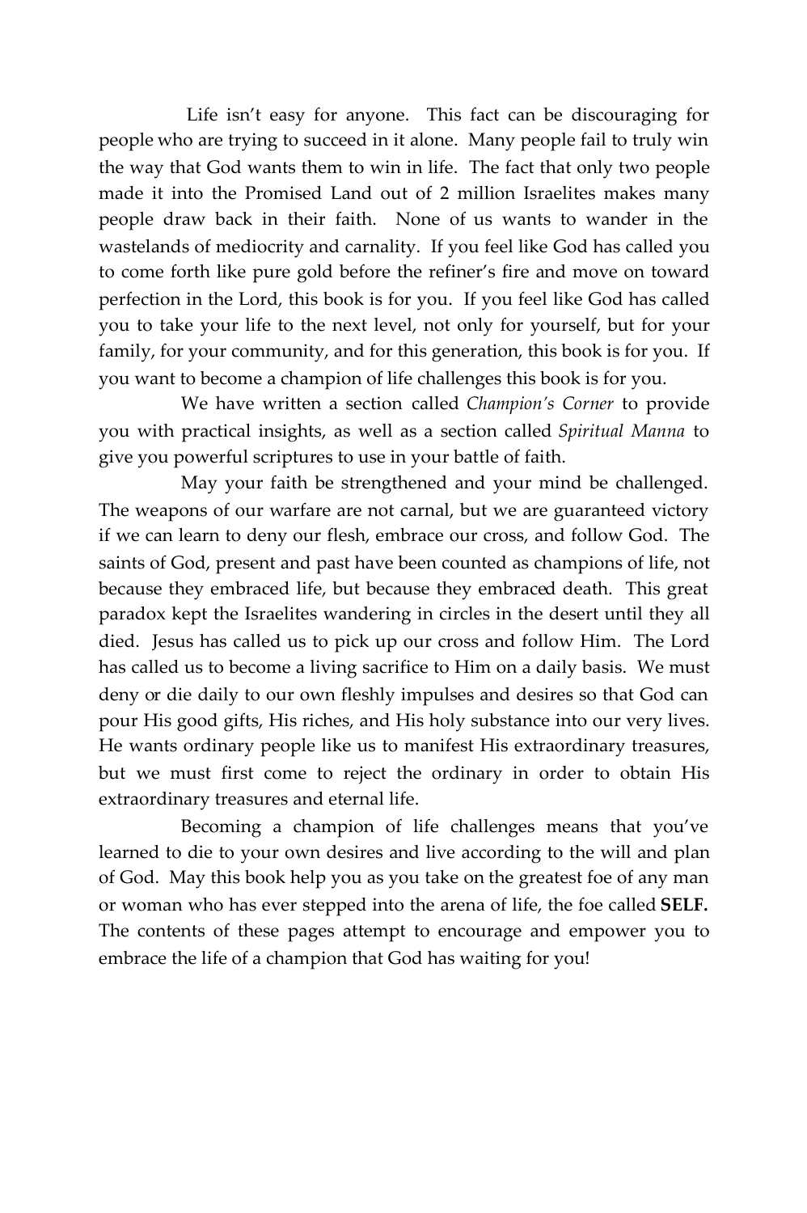Life isn't easy for anyone. This fact can be discouraging for people who are trying to succeed in it alone. Many people fail to truly win the way that God wants them to win in life. The fact that only two people made it into the Promised Land out of 2 million Israelites makes many people draw back in their faith. None of us wants to wander in the wastelands of mediocrity and carnality. If you feel like God has called you to come forth like pure gold before the refiner's fire and move on toward perfection in the Lord, this book is for you. If you feel like God has called you to take your life to the next level, not only for yourself, but for your family, for your community, and for this generation, this book is for you. If you want to become a champion of life challenges this book is for you.

We have written a section called *Champion's Corner* to provide you with practical insights, as well as a section called *Spiritual Manna* to give you powerful scriptures to use in your battle of faith.

May your faith be strengthened and your mind be challenged. The weapons of our warfare are not carnal, but we are guaranteed victory if we can learn to deny our flesh, embrace our cross, and follow God. The saints of God, present and past have been counted as champions of life, not because they embraced life, but because they embraced death. This great paradox kept the Israelites wandering in circles in the desert until they all died. Jesus has called us to pick up our cross and follow Him. The Lord has called us to become a living sacrifice to Him on a daily basis. We must deny or die daily to our own fleshly impulses and desires so that God can pour His good gifts, His riches, and His holy substance into our very lives. He wants ordinary people like us to manifest His extraordinary treasures, but we must first come to reject the ordinary in order to obtain His extraordinary treasures and eternal life.

Becoming a champion of life challenges means that you've learned to die to your own desires and live according to the will and plan of God. May this book help you as you take on the greatest foe of any man or woman who has ever stepped into the arena of life, the foe called **SELF.** The contents of these pages attempt to encourage and empower you to embrace the life of a champion that God has waiting for you!